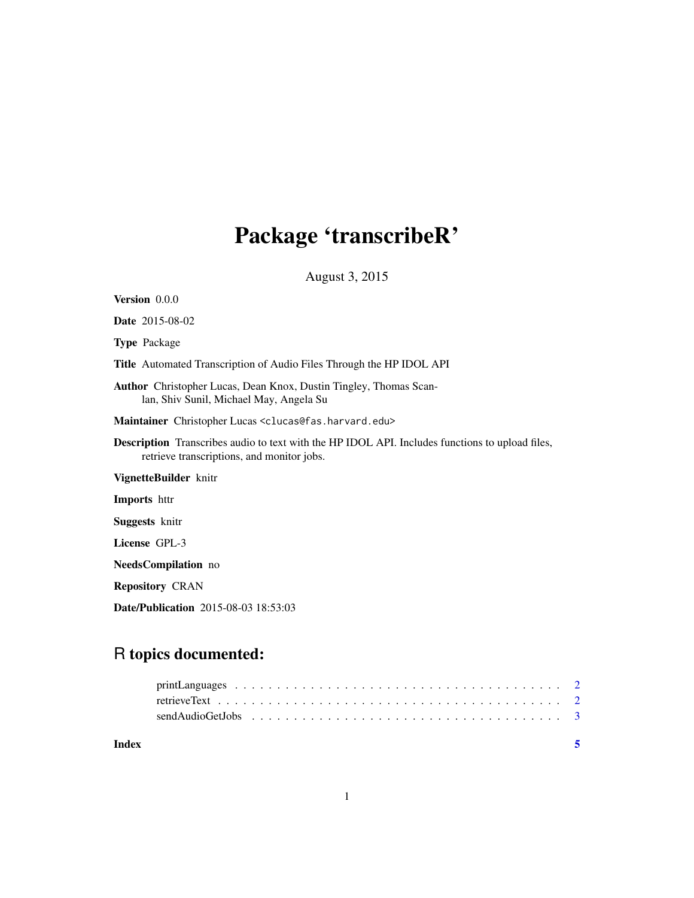# Package 'transcribeR'

August 3, 2015

**Version** 0.0.0

**Date** 2015-08-02

**Type** Package

**Title** Automated Transcription of Audio Files Through the HP IDOL API

**Author** Christopher Lucas, Dean Knox, Dustin Tingley, Thomas Scanlan, Shiv Sunil, Michael May, Angela Su

**Maintainer** Christopher Lucas <clucas@fas.harvard.edu>

**Description** Transcribes audio to text with the HP IDOL API. Includes functions to upload files, retrieve transcriptions, and monitor jobs.

**VignetteBuilder** knitr

**Imports** httr

**Suggests** knitr

**License** GPL-3

**NeedsCompilation** no

**Repository** CRAN

**Date/Publication** 2015-08-03 18:53:03

## R topics documented:

- printLanguages . . . . . . . . . . . . . . . . . . . . . . . . . . . . . . . . . . . . . . . . 2
- retrieveText . . . . . . . . . . . . . . . . . . . . . . . . . . . . . . . . . . . . . . . . . . 2
- sendAudioGetJobs . . . . . . . . . . . . . . . . . . . . . . . . . . . . . . . . . . . . . . 3

**Index** 5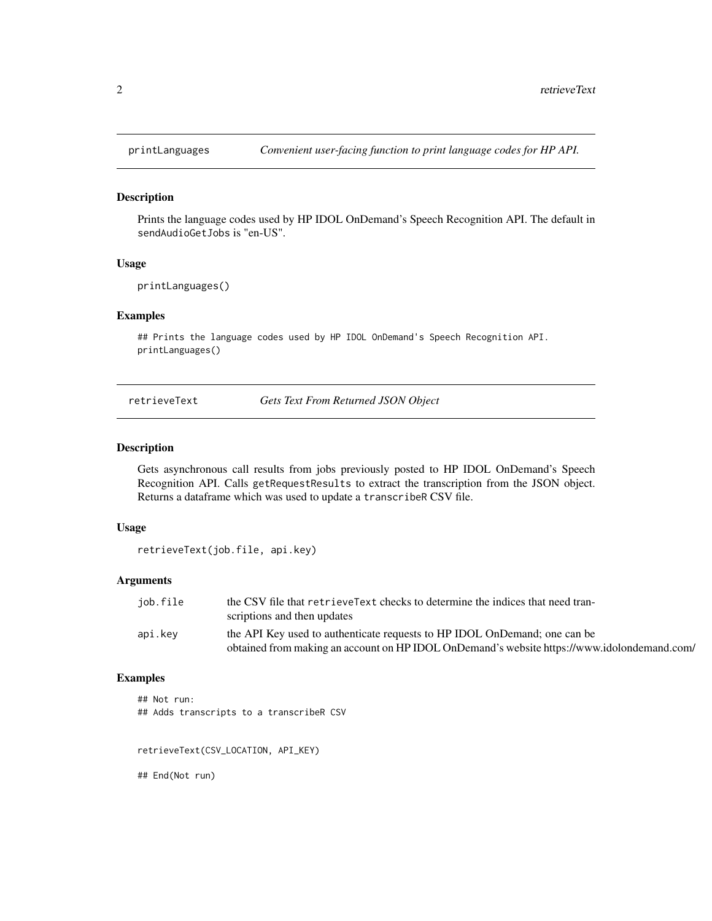## printLanguages — *Convenient user-facing function to print language codes for HP API.*

### Description

Prints the language codes used by HP IDOL OnDemand's Speech Recognition API. The default in `sendAudioGetJobs` is "en-US".

### Usage

```
printLanguages()
```

### Examples

```
## Prints the language codes used by HP IDOL OnDemand's Speech Recognition API.
printLanguages()
```

## retrieveText — *Gets Text From Returned JSON Object*

### Description

Gets asynchronous call results from jobs previously posted to HP IDOL OnDemand's Speech Recognition API. Calls `getRequestResults` to extract the transcription from the JSON object. Returns a dataframe which was used to update a `transcribeR` CSV file.

### Usage

```
retrieveText(job.file, api.key)
```

### Arguments

| | |
|---|---|
| `job.file` | the CSV file that `retrieveText` checks to determine the indices that need transcriptions and then updates |
| `api.key` | the API Key used to authenticate requests to HP IDOL OnDemand; one can be obtained from making an account on HP IDOL OnDemand's website https://www.idolondemand.com/ |

### Examples

```
## Not run:
## Adds transcripts to a transcribeR CSV


retrieveText(CSV_LOCATION, API_KEY)

## End(Not run)
```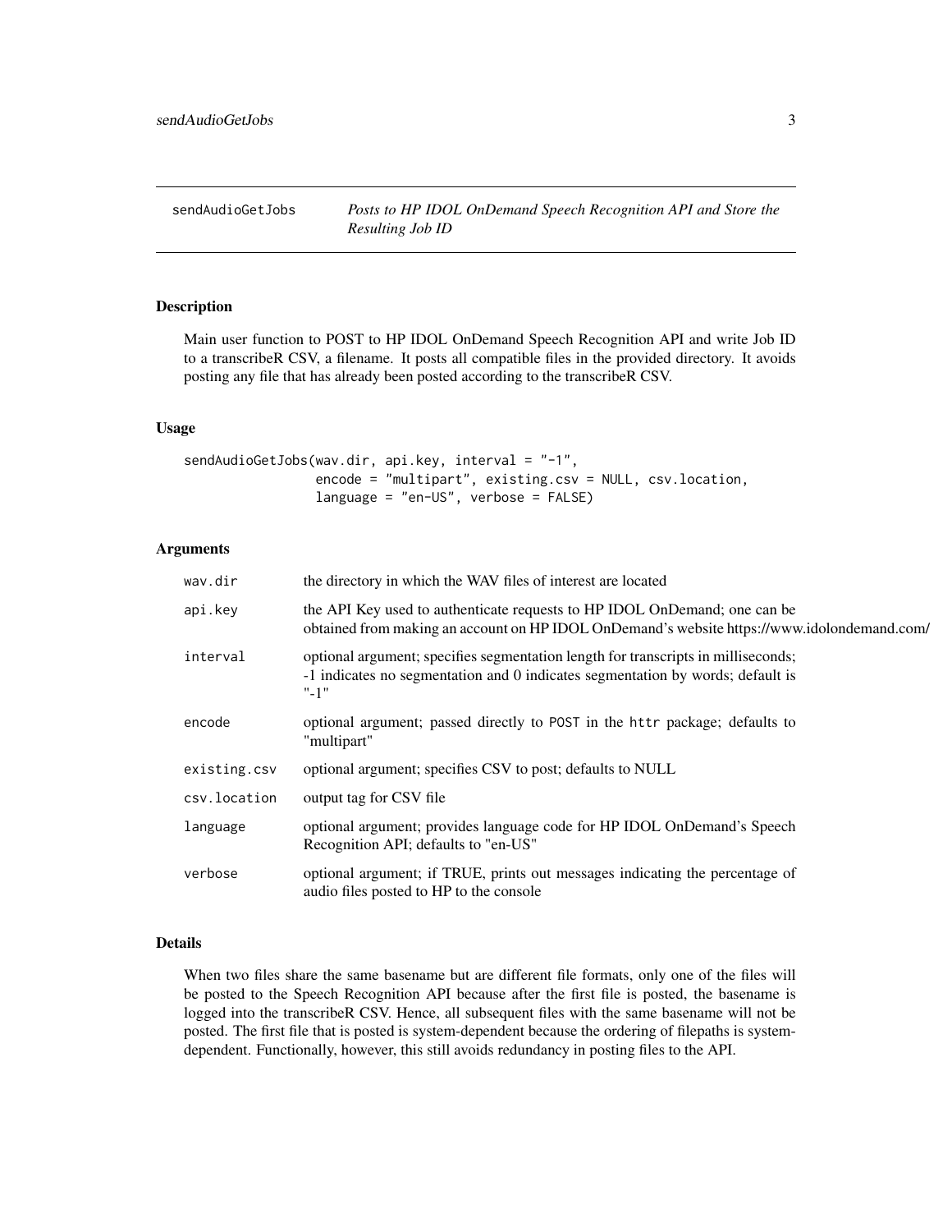## sendAudioGetJobs

*Posts to HP IDOL OnDemand Speech Recognition API and Store the Resulting Job ID*

### Description

Main user function to POST to HP IDOL OnDemand Speech Recognition API and write Job ID to a transcribeR CSV, a filename. It posts all compatible files in the provided directory. It avoids posting any file that has already been posted according to the transcribeR CSV.

### Usage

```
sendAudioGetJobs(wav.dir, api.key, interval = "-1",
                 encode = "multipart", existing.csv = NULL, csv.location,
                 language = "en-US", verbose = FALSE)
```

### Arguments

| | |
|---|---|
| `wav.dir` | the directory in which the WAV files of interest are located |
| `api.key` | the API Key used to authenticate requests to HP IDOL OnDemand; one can be obtained from making an account on HP IDOL OnDemand's website https://www.idolondemand.com/ |
| `interval` | optional argument; specifies segmentation length for transcripts in milliseconds; -1 indicates no segmentation and 0 indicates segmentation by words; default is "-1" |
| `encode` | optional argument; passed directly to `POST` in the `httr` package; defaults to "multipart" |
| `existing.csv` | optional argument; specifies CSV to post; defaults to NULL |
| `csv.location` | output tag for CSV file |
| `language` | optional argument; provides language code for HP IDOL OnDemand's Speech Recognition API; defaults to "en-US" |
| `verbose` | optional argument; if TRUE, prints out messages indicating the percentage of audio files posted to HP to the console |

### Details

When two files share the same basename but are different file formats, only one of the files will be posted to the Speech Recognition API because after the first file is posted, the basename is logged into the transcribeR CSV. Hence, all subsequent files with the same basename will not be posted. The first file that is posted is system-dependent because the ordering of filepaths is system-dependent. Functionally, however, this still avoids redundancy in posting files to the API.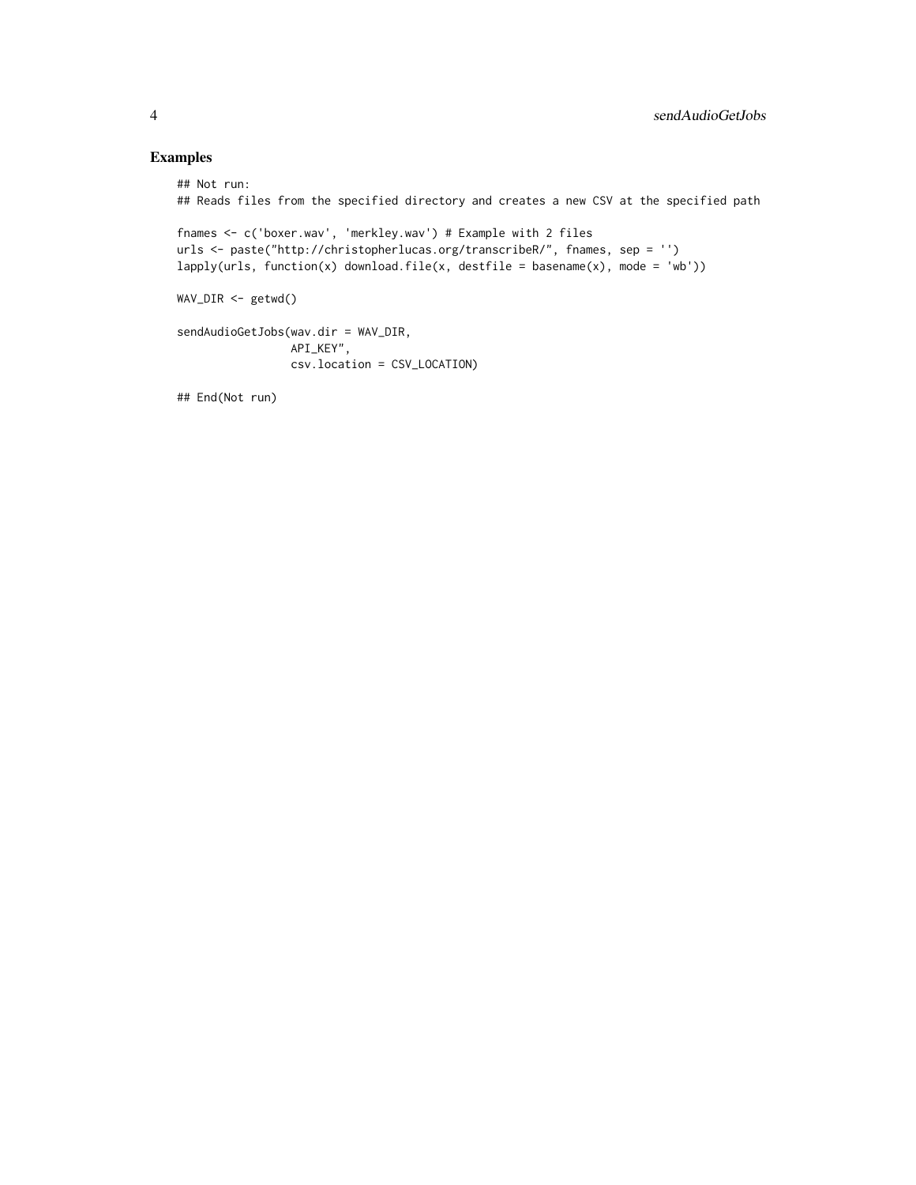## Examples

```
## Not run:
## Reads files from the specified directory and creates a new CSV at the specified path

fnames <- c('boxer.wav', 'merkley.wav') # Example with 2 files
urls <- paste("http://christopherlucas.org/transcribeR/", fnames, sep = '')
lapply(urls, function(x) download.file(x, destfile = basename(x), mode = 'wb'))

WAV_DIR <- getwd()

sendAudioGetJobs(wav.dir = WAV_DIR,
                 API_KEY",
                 csv.location = CSV_LOCATION)

## End(Not run)
```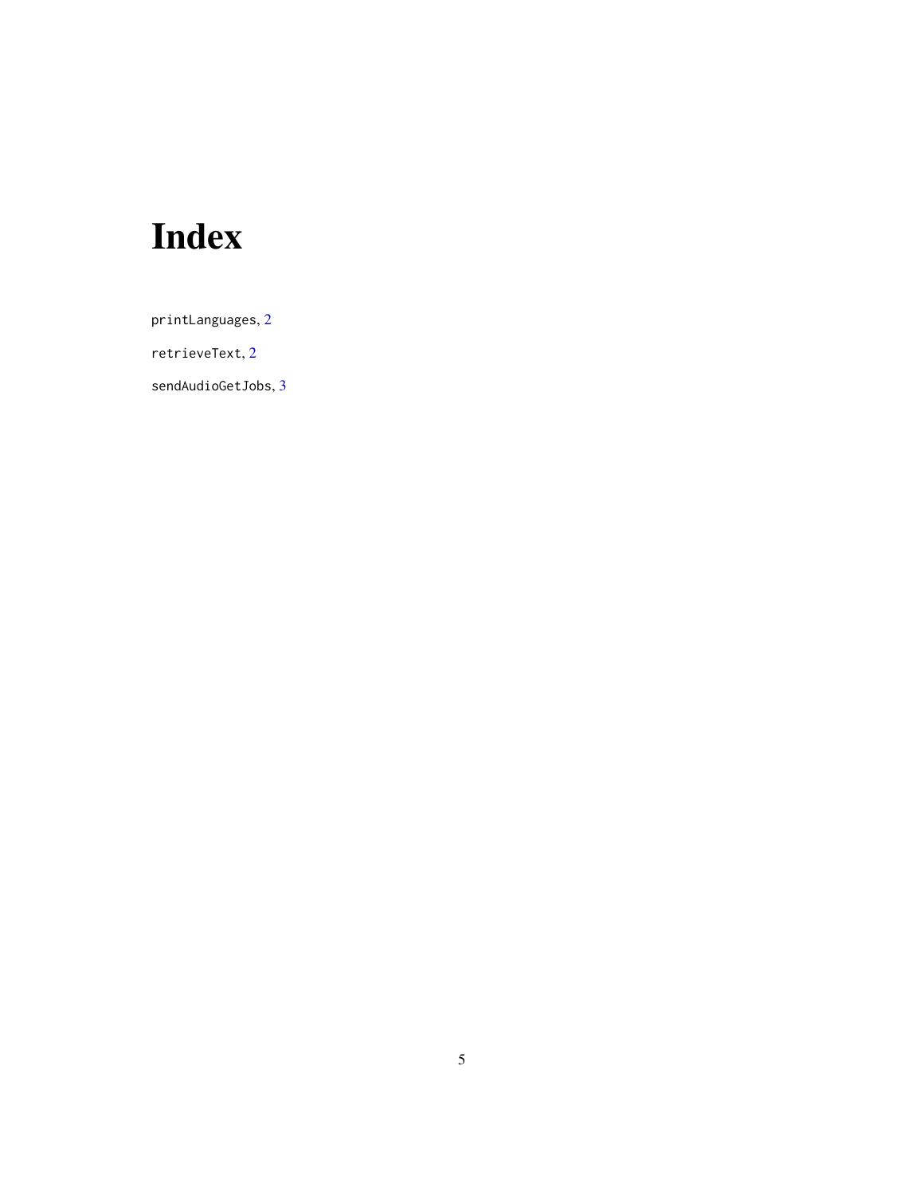# Index

printLanguages, 2

retrieveText, 2

sendAudioGetJobs, 3